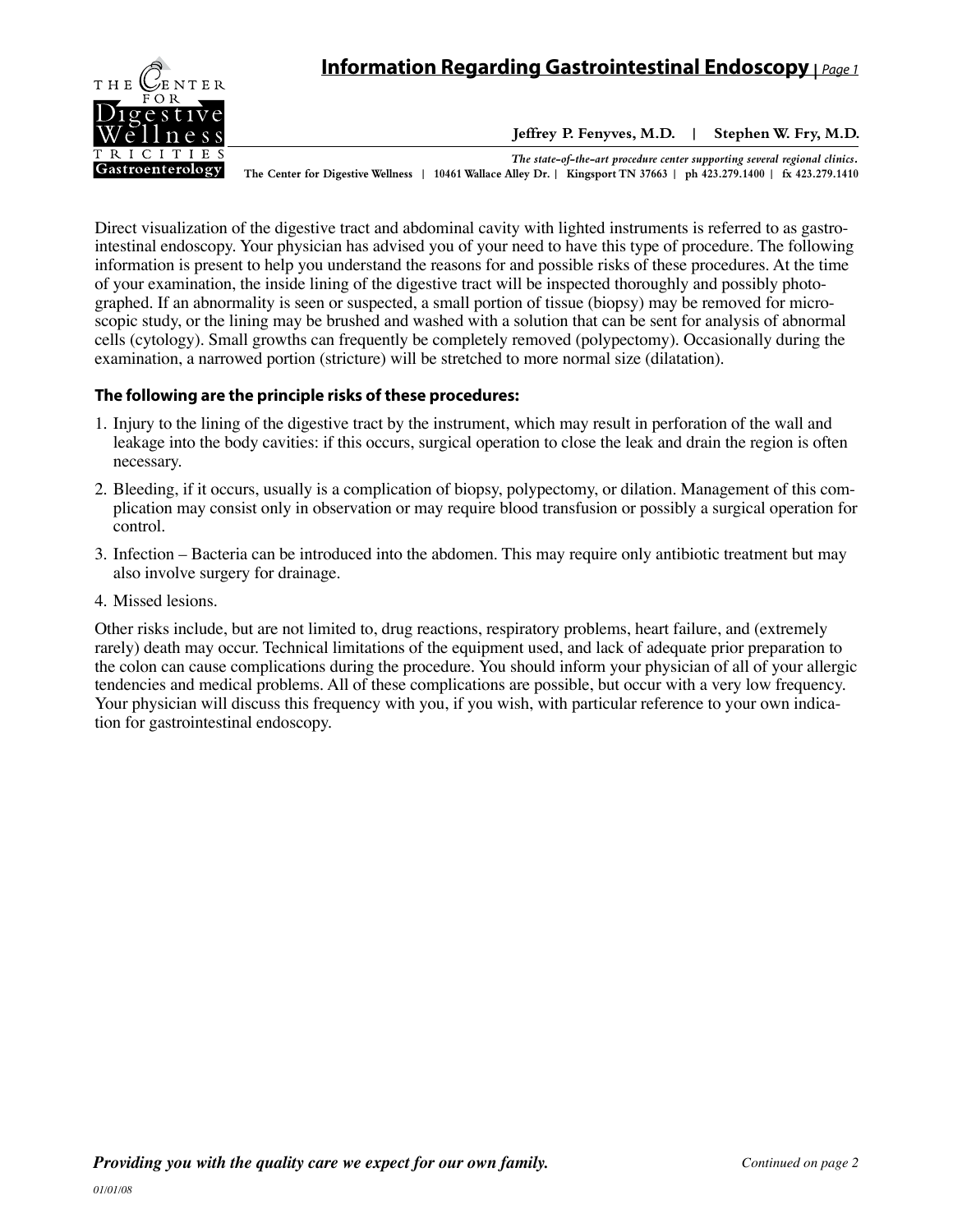# Information Regarding Gastrointestinal Endoscopy

THE CENTER FOR Digestive Wellness TRICITIES Gastroenterology

**Jeffrey P. Fenyves, M.D. | Stephen W. Fry, M.D.**

*The state-of-the-art procedure center supporting several regional clinics.*

**The Center for Digestive Wellness | 10461 Wallace Alley Dr. | Kingsport TN 37663 | ph 423.279.1400 | fx 423.279.1410**

Direct visualization of the digestive tract and abdominal cavity with lighted instruments is referred to as gastrointestinal endoscopy. Your physician has advised you of your need to have this type of procedure. The following information is present to help you understand the reasons for and possible risks of these procedures. At the time of your examination, the inside lining of the digestive tract will be inspected thoroughly and possibly photographed. If an abnormality is seen or suspected, a small portion of tissue (biopsy) may be removed for microscopic study, or the lining may be brushed and washed with a solution that can be sent for analysis of abnormal cells (cytology). Small growths can frequently be completely removed (polypectomy). Occasionally during the examination, a narrowed portion (stricture) will be stretched to more normal size (dilatation).

**The following are the principle risks of these procedures:**

1. Injury to the lining of the digestive tract by the instrument, which may result in perforation of the wall and leakage into the body cavities: if this occurs, surgical operation to close the leak and drain the region is often necessary.
2. Bleeding, if it occurs, usually is a complication of biopsy, polypectomy, or dilation. Management of this complication may consist only in observation or may require blood transfusion or possibly a surgical operation for control.
3. Infection – Bacteria can be introduced into the abdomen. This may require only antibiotic treatment but may also involve surgery for drainage.
4. Missed lesions.

Other risks include, but are not limited to, drug reactions, respiratory problems, heart failure, and (extremely rarely) death may occur. Technical limitations of the equipment used, and lack of adequate prior preparation to the colon can cause complications during the procedure. You should inform your physician of all of your allergic tendencies and medical problems. All of these complications are possible, but occur with a very low frequency. Your physician will discuss this frequency with you, if you wish, with particular reference to your own indication for gastrointestinal endoscopy.

***Providing you with the quality care we expect for our own family.***

*Continued on page 2*

*01/01/08*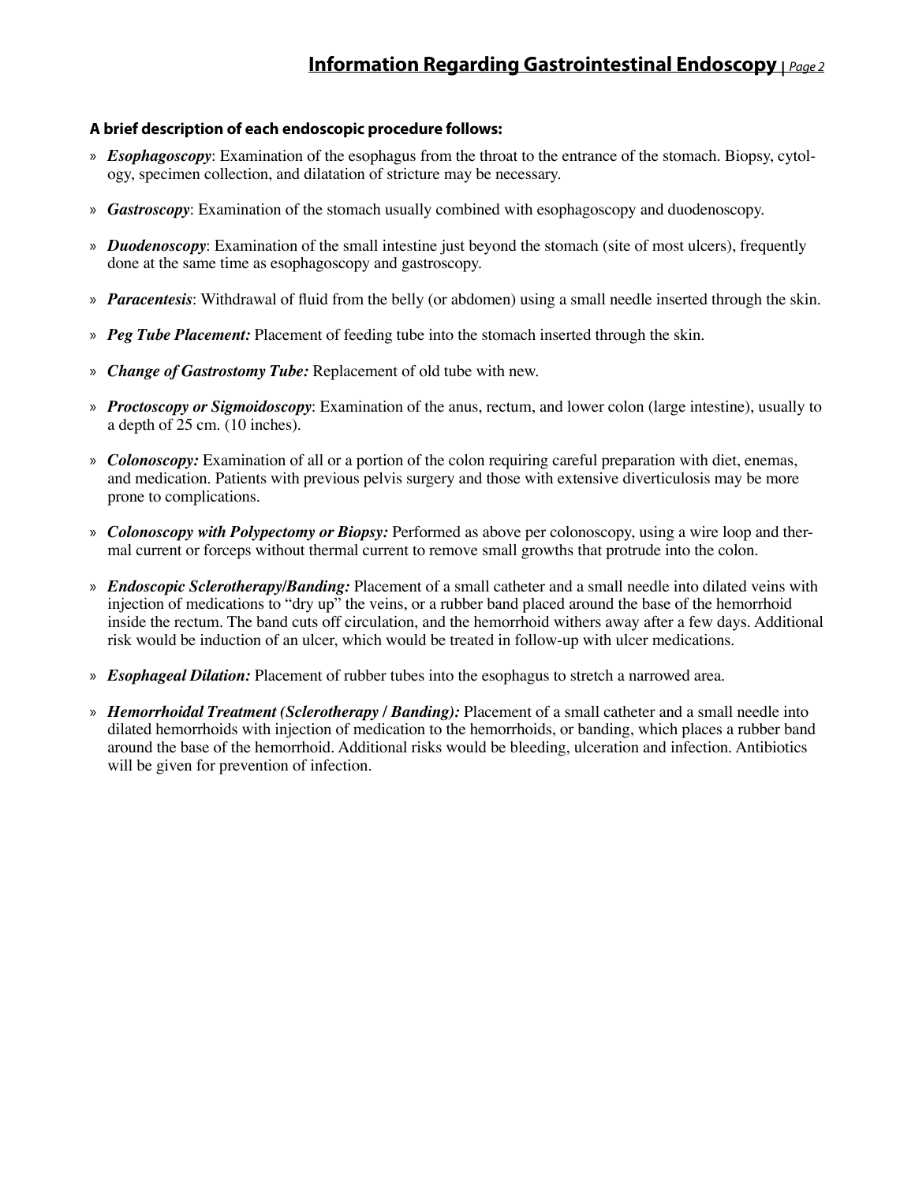**A brief description of each endoscopic procedure follows:**

- ***Esophagoscopy***: Examination of the esophagus from the throat to the entrance of the stomach. Biopsy, cytology, specimen collection, and dilatation of stricture may be necessary.
- ***Gastroscopy***: Examination of the stomach usually combined with esophagoscopy and duodenoscopy.
- ***Duodenoscopy***: Examination of the small intestine just beyond the stomach (site of most ulcers), frequently done at the same time as esophagoscopy and gastroscopy.
- ***Paracentesis***: Withdrawal of fluid from the belly (or abdomen) using a small needle inserted through the skin.
- ***Peg Tube Placement:*** Placement of feeding tube into the stomach inserted through the skin.
- ***Change of Gastrostomy Tube:*** Replacement of old tube with new.
- ***Proctoscopy or Sigmoidoscopy***: Examination of the anus, rectum, and lower colon (large intestine), usually to a depth of 25 cm. (10 inches).
- ***Colonoscopy:*** Examination of all or a portion of the colon requiring careful preparation with diet, enemas, and medication. Patients with previous pelvis surgery and those with extensive diverticulosis may be more prone to complications.
- ***Colonoscopy with Polypectomy or Biopsy:*** Performed as above per colonoscopy, using a wire loop and thermal current or forceps without thermal current to remove small growths that protrude into the colon.
- ***Endoscopic Sclerotherapy/Banding:*** Placement of a small catheter and a small needle into dilated veins with injection of medications to "dry up" the veins, or a rubber band placed around the base of the hemorrhoid inside the rectum. The band cuts off circulation, and the hemorrhoid withers away after a few days. Additional risk would be induction of an ulcer, which would be treated in follow-up with ulcer medications.
- ***Esophageal Dilation:*** Placement of rubber tubes into the esophagus to stretch a narrowed area.
- ***Hemorrhoidal Treatment (Sclerotherapy / Banding):*** Placement of a small catheter and a small needle into dilated hemorrhoids with injection of medication to the hemorrhoids, or banding, which places a rubber band around the base of the hemorrhoid. Additional risks would be bleeding, ulceration and infection. Antibiotics will be given for prevention of infection.